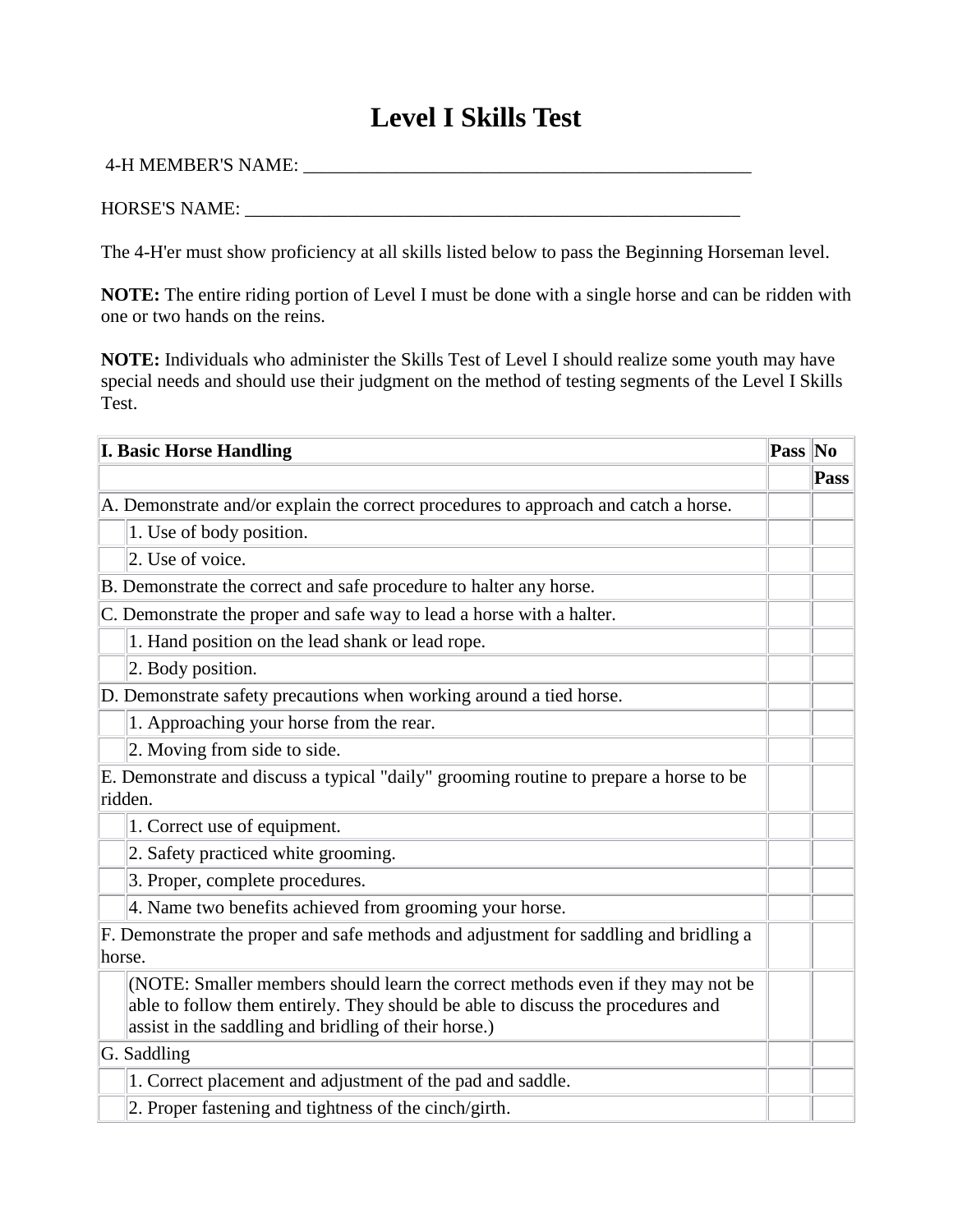# Level I Skills Test

4-H MEMBER'S NAME: _______________________________________________

HORSE'S NAME: ____________________________________________________

The 4-H'er must show proficiency at all skills listed below to pass the Beginning Horseman level.

**NOTE:** The entire riding portion of Level I must be done with a single horse and can be ridden with one or two hands on the reins.

**NOTE:** Individuals who administer the Skills Test of Level I should realize some youth may have special needs and should use their judgment on the method of testing segments of the Level I Skills Test.

| I. Basic Horse Handling | | Pass | No Pass |
|---|---|---|---|
| A. Demonstrate and/or explain the correct procedures to approach and catch a horse. | | | |
| | 1. Use of body position. | | |
| | 2. Use of voice. | | |
| B. Demonstrate the correct and safe procedure to halter any horse. | | | |
| C. Demonstrate the proper and safe way to lead a horse with a halter. | | | |
| | 1. Hand position on the lead shank or lead rope. | | |
| | 2. Body position. | | |
| D. Demonstrate safety precautions when working around a tied horse. | | | |
| | 1. Approaching your horse from the rear. | | |
| | 2. Moving from side to side. | | |
| E. Demonstrate and discuss a typical "daily" grooming routine to prepare a horse to be ridden. | | | |
| | 1. Correct use of equipment. | | |
| | 2. Safety practiced white grooming. | | |
| | 3. Proper, complete procedures. | | |
| | 4. Name two benefits achieved from grooming your horse. | | |
| F. Demonstrate the proper and safe methods and adjustment for saddling and bridling a horse. | | | |
| | (NOTE: Smaller members should learn the correct methods even if they may not be able to follow them entirely. They should be able to discuss the procedures and assist in the saddling and bridling of their horse.) | | |
| G. Saddling | | | |
| | 1. Correct placement and adjustment of the pad and saddle. | | |
| | 2. Proper fastening and tightness of the cinch/girth. | | |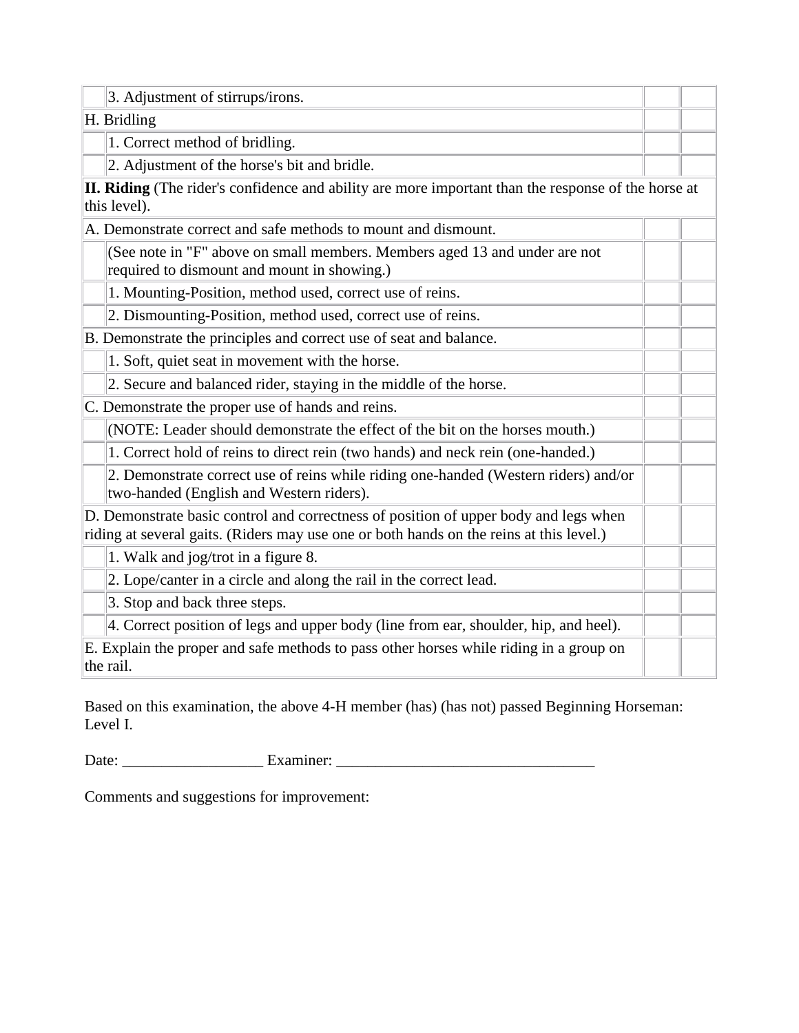| | | | |
|---|---|---|---|
| | 3. Adjustment of stirrups/irons. | | |
| H. Bridling | | | |
| | 1. Correct method of bridling. | | |
| | 2. Adjustment of the horse's bit and bridle. | | |
| **II. Riding** (The rider's confidence and ability are more important than the response of the horse at this level). | | | |
| A. Demonstrate correct and safe methods to mount and dismount. | | | |
| | (See note in "F" above on small members. Members aged 13 and under are not required to dismount and mount in showing.) | | |
| | 1. Mounting-Position, method used, correct use of reins. | | |
| | 2. Dismounting-Position, method used, correct use of reins. | | |
| B. Demonstrate the principles and correct use of seat and balance. | | | |
| | 1. Soft, quiet seat in movement with the horse. | | |
| | 2. Secure and balanced rider, staying in the middle of the horse. | | |
| C. Demonstrate the proper use of hands and reins. | | | |
| | (NOTE: Leader should demonstrate the effect of the bit on the horses mouth.) | | |
| | 1. Correct hold of reins to direct rein (two hands) and neck rein (one-handed.) | | |
| | 2. Demonstrate correct use of reins while riding one-handed (Western riders) and/or two-handed (English and Western riders). | | |
| D. Demonstrate basic control and correctness of position of upper body and legs when riding at several gaits. (Riders may use one or both hands on the reins at this level.) | | | |
| | 1. Walk and jog/trot in a figure 8. | | |
| | 2. Lope/canter in a circle and along the rail in the correct lead. | | |
| | 3. Stop and back three steps. | | |
| | 4. Correct position of legs and upper body (line from ear, shoulder, hip, and heel). | | |
| E. Explain the proper and safe methods to pass other horses while riding in a group on the rail. | | | |

Based on this examination, the above 4-H member (has) (has not) passed Beginning Horseman: Level I.

Date: __________________ Examiner: _________________________________

Comments and suggestions for improvement: